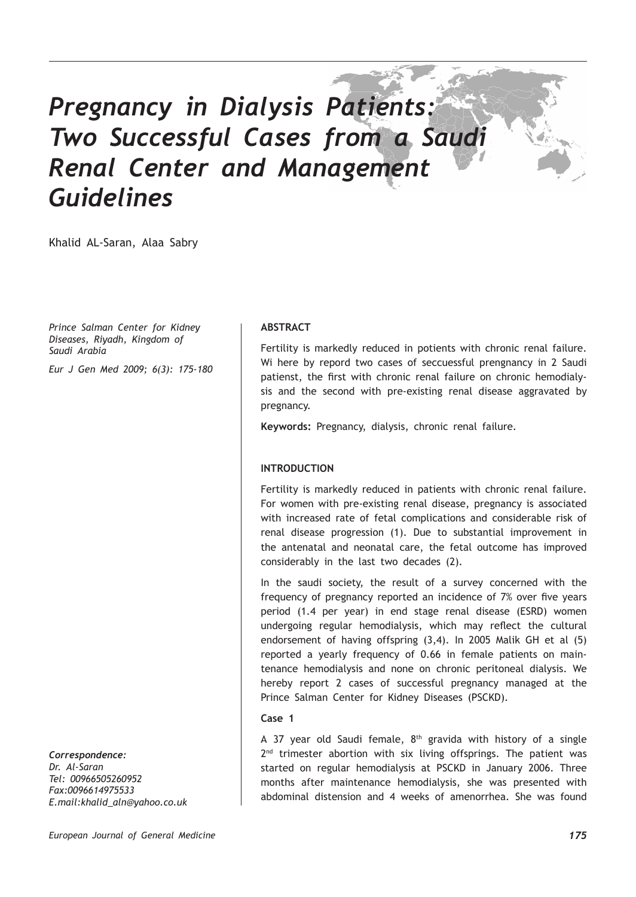# Pregnancy in Dialysis Patients: Two Successful Cases from a Saudi Renal Center and Management Guidelines

Khalid AL-Saran, Alaa Sabry

*Prince Salman Center for Kidney Diseases, Riyadh, Kingdom of Saudi Arabia*

*Eur J Gen Med 2009; 6(3): 175-180*

***Correspondence:***
*Dr. Al-Saran*
*Tel: 00966505260952*
*Fax:0096614975533*
*E.mail:khalid_aln@yahoo.co.uk*

**ABSTRACT**

Fertility is markedly reduced in potients with chronic renal failure. Wi here by repord two cases of seccuessful prengnancy in 2 Saudi patienst, the first with chronic renal failure on chronic hemodialysis and the second with pre-existing renal disease aggravated by pregnancy.

**Keywords:** Pregnancy, dialysis, chronic renal failure.

**INTRODUCTION**

Fertility is markedly reduced in patients with chronic renal failure. For women with pre-existing renal disease, pregnancy is associated with increased rate of fetal complications and considerable risk of renal disease progression (1). Due to substantial improvement in the antenatal and neonatal care, the fetal outcome has improved considerably in the last two decades (2).

In the saudi society, the result of a survey concerned with the frequency of pregnancy reported an incidence of 7% over five years period (1.4 per year) in end stage renal disease (ESRD) women undergoing regular hemodialysis, which may reflect the cultural endorsement of having offspring (3,4). In 2005 Malik GH et al (5) reported a yearly frequency of 0.66 in female patients on maintenance hemodialysis and none on chronic peritoneal dialysis. We hereby report 2 cases of successful pregnancy managed at the Prince Salman Center for Kidney Diseases (PSCKD).

**Case 1**

A 37 year old Saudi female, 8th gravida with history of a single 2nd trimester abortion with six living offsprings. The patient was started on regular hemodialysis at PSCKD in January 2006. Three months after maintenance hemodialysis, she was presented with abdominal distension and 4 weeks of amenorrhea. She was found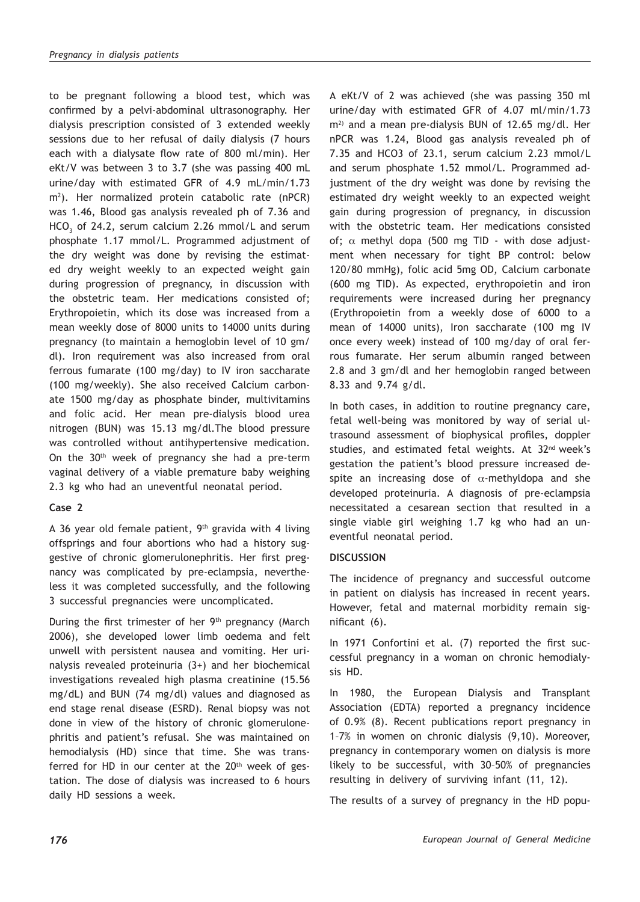to be pregnant following a blood test, which was confirmed by a pelvi-abdominal ultrasonography. Her dialysis prescription consisted of 3 extended weekly sessions due to her refusal of daily dialysis (7 hours each with a dialysate flow rate of 800 ml/min). Her eKt/V was between 3 to 3.7 (she was passing 400 mL urine/day with estimated GFR of 4.9 mL/min/1.73 $m^2$). Her normalized protein catabolic rate (nPCR) was 1.46, Blood gas analysis revealed ph of 7.36 and $HCO_3$ of 24.2, serum calcium 2.26 mmol/L and serum phosphate 1.17 mmol/L. Programmed adjustment of the dry weight was done by revising the estimated dry weight weekly to an expected weight gain during progression of pregnancy, in discussion with the obstetric team. Her medications consisted of; Erythropoietin, which its dose was increased from a mean weekly dose of 8000 units to 14000 units during pregnancy (to maintain a hemoglobin level of 10 gm/dl). Iron requirement was also increased from oral ferrous fumarate (100 mg/day) to IV iron saccharate (100 mg/weekly). She also received Calcium carbonate 1500 mg/day as phosphate binder, multivitamins and folic acid. Her mean pre-dialysis blood urea nitrogen (BUN) was 15.13 mg/dl.The blood pressure was controlled without antihypertensive medication. On the 30th week of pregnancy she had a pre-term vaginal delivery of a viable premature baby weighing 2.3 kg who had an uneventful neonatal period.

### Case 2

A 36 year old female patient, 9th gravida with 4 living offsprings and four abortions who had a history suggestive of chronic glomerulonephritis. Her first pregnancy was complicated by pre-eclampsia, nevertheless it was completed successfully, and the following 3 successful pregnancies were uncomplicated.

During the first trimester of her 9th pregnancy (March 2006), she developed lower limb oedema and felt unwell with persistent nausea and vomiting. Her urinalysis revealed proteinuria (3+) and her biochemical investigations revealed high plasma creatinine (15.56 mg/dL) and BUN (74 mg/dl) values and diagnosed as end stage renal disease (ESRD). Renal biopsy was not done in view of the history of chronic glomerulonephritis and patient's refusal. She was maintained on hemodialysis (HD) since that time. She was transferred for HD in our center at the 20th week of gestation. The dose of dialysis was increased to 6 hours daily HD sessions a week.

A eKt/V of 2 was achieved (she was passing 350 ml urine/day with estimated GFR of 4.07 ml/min/1.73 $m^2$) and a mean pre-dialysis BUN of 12.65 mg/dl. Her nPCR was 1.24, Blood gas analysis revealed ph of 7.35 and HCO3 of 23.1, serum calcium 2.23 mmol/L and serum phosphate 1.52 mmol/L. Programmed adjustment of the dry weight was done by revising the estimated dry weight weekly to an expected weight gain during progression of pregnancy, in discussion with the obstetric team. Her medications consisted of; $\alpha$ methyl dopa (500 mg TID - with dose adjustment when necessary for tight BP control: below 120/80 mmHg), folic acid 5mg OD, Calcium carbonate (600 mg TID). As expected, erythropoietin and iron requirements were increased during her pregnancy (Erythropoietin from a weekly dose of 6000 to a mean of 14000 units), Iron saccharate (100 mg IV once every week) instead of 100 mg/day of oral ferrous fumarate. Her serum albumin ranged between 2.8 and 3 gm/dl and her hemoglobin ranged between 8.33 and 9.74 g/dl.

In both cases, in addition to routine pregnancy care, fetal well-being was monitored by way of serial ultrasound assessment of biophysical profiles, doppler studies, and estimated fetal weights. At 32nd week's gestation the patient's blood pressure increased despite an increasing dose of $\alpha$-methyldopa and she developed proteinuria. A diagnosis of pre-eclampsia necessitated a cesarean section that resulted in a single viable girl weighing 1.7 kg who had an uneventful neonatal period.

## DISCUSSION

The incidence of pregnancy and successful outcome in patient on dialysis has increased in recent years. However, fetal and maternal morbidity remain significant (6).

In 1971 Confortini et al. (7) reported the first successful pregnancy in a woman on chronic hemodialysis HD.

In 1980, the European Dialysis and Transplant Association (EDTA) reported a pregnancy incidence of 0.9% (8). Recent publications report pregnancy in 1–7% in women on chronic dialysis (9,10). Moreover, pregnancy in contemporary women on dialysis is more likely to be successful, with 30–50% of pregnancies resulting in delivery of surviving infant (11, 12).

The results of a survey of pregnancy in the HD popu-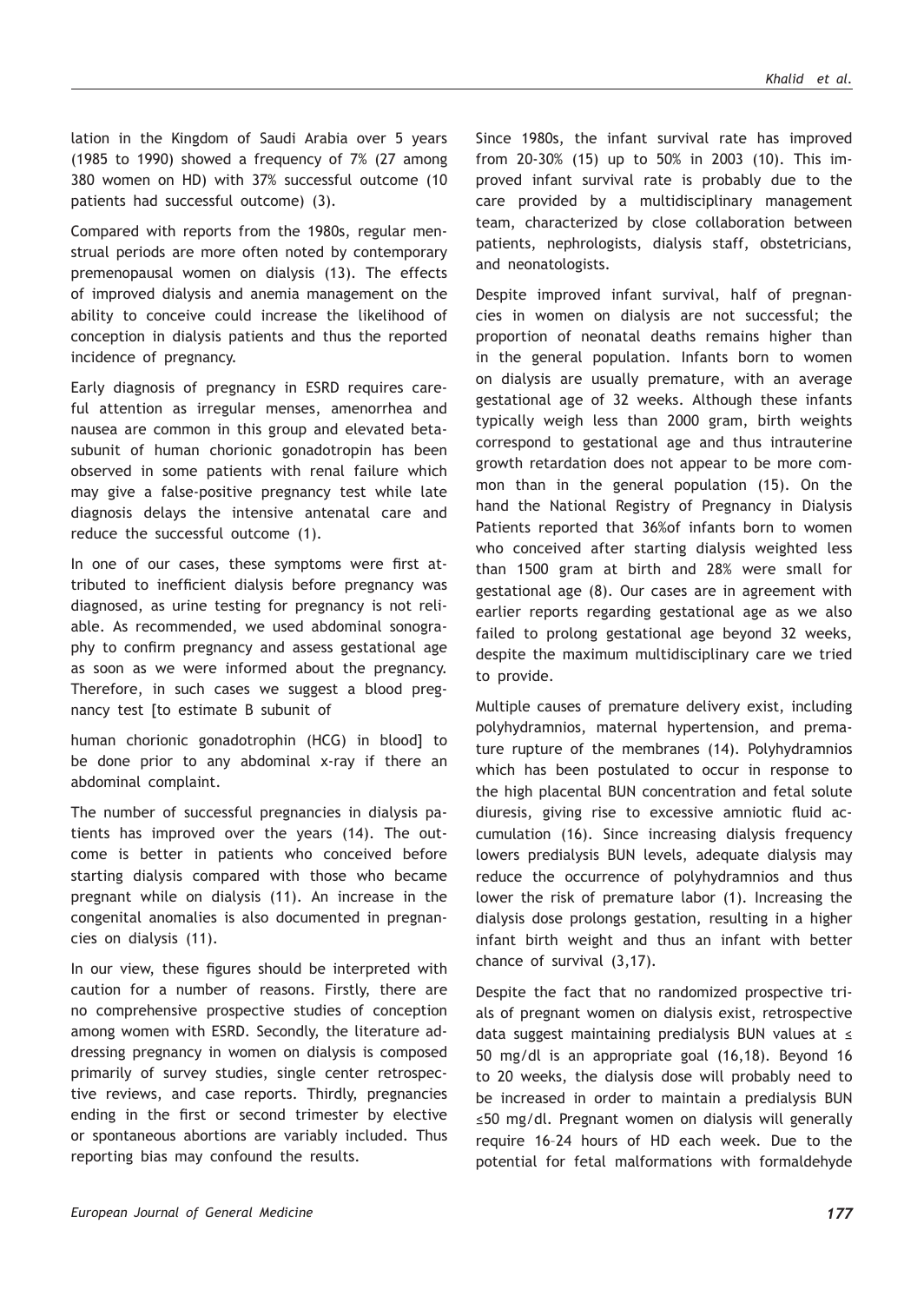lation in the Kingdom of Saudi Arabia over 5 years (1985 to 1990) showed a frequency of 7% (27 among 380 women on HD) with 37% successful outcome (10 patients had successful outcome) (3).

Compared with reports from the 1980s, regular menstrual periods are more often noted by contemporary premenopausal women on dialysis (13). The effects of improved dialysis and anemia management on the ability to conceive could increase the likelihood of conception in dialysis patients and thus the reported incidence of pregnancy.

Early diagnosis of pregnancy in ESRD requires careful attention as irregular menses, amenorrhea and nausea are common in this group and elevated beta-subunit of human chorionic gonadotropin has been observed in some patients with renal failure which may give a false-positive pregnancy test while late diagnosis delays the intensive antenatal care and reduce the successful outcome (1).

In one of our cases, these symptoms were first attributed to inefficient dialysis before pregnancy was diagnosed, as urine testing for pregnancy is not reliable. As recommended, we used abdominal sonography to confirm pregnancy and assess gestational age as soon as we were informed about the pregnancy. Therefore, in such cases we suggest a blood pregnancy test [to estimate B subunit of human chorionic gonadotrophin (HCG) in blood] to be done prior to any abdominal x-ray if there an abdominal complaint.

The number of successful pregnancies in dialysis patients has improved over the years (14). The outcome is better in patients who conceived before starting dialysis compared with those who became pregnant while on dialysis (11). An increase in the congenital anomalies is also documented in pregnancies on dialysis (11).

In our view, these figures should be interpreted with caution for a number of reasons. Firstly, there are no comprehensive prospective studies of conception among women with ESRD. Secondly, the literature addressing pregnancy in women on dialysis is composed primarily of survey studies, single center retrospective reviews, and case reports. Thirdly, pregnancies ending in the first or second trimester by elective or spontaneous abortions are variably included. Thus reporting bias may confound the results.

Since 1980s, the infant survival rate has improved from 20-30% (15) up to 50% in 2003 (10). This improved infant survival rate is probably due to the care provided by a multidisciplinary management team, characterized by close collaboration between patients, nephrologists, dialysis staff, obstetricians, and neonatologists.

Despite improved infant survival, half of pregnancies in women on dialysis are not successful; the proportion of neonatal deaths remains higher than in the general population. Infants born to women on dialysis are usually premature, with an average gestational age of 32 weeks. Although these infants typically weigh less than 2000 gram, birth weights correspond to gestational age and thus intrauterine growth retardation does not appear to be more common than in the general population (15). On the hand the National Registry of Pregnancy in Dialysis Patients reported that 36%of infants born to women who conceived after starting dialysis weighted less than 1500 gram at birth and 28% were small for gestational age (8). Our cases are in agreement with earlier reports regarding gestational age as we also failed to prolong gestational age beyond 32 weeks, despite the maximum multidisciplinary care we tried to provide.

Multiple causes of premature delivery exist, including polyhydramnios, maternal hypertension, and premature rupture of the membranes (14). Polyhydramnios which has been postulated to occur in response to the high placental BUN concentration and fetal solute diuresis, giving rise to excessive amniotic fluid accumulation (16). Since increasing dialysis frequency lowers predialysis BUN levels, adequate dialysis may reduce the occurrence of polyhydramnios and thus lower the risk of premature labor (1). Increasing the dialysis dose prolongs gestation, resulting in a higher infant birth weight and thus an infant with better chance of survival (3,17).

Despite the fact that no randomized prospective trials of pregnant women on dialysis exist, retrospective data suggest maintaining predialysis BUN values at ≤ 50 mg/dl is an appropriate goal (16,18). Beyond 16 to 20 weeks, the dialysis dose will probably need to be increased in order to maintain a predialysis BUN ≤50 mg/dl. Pregnant women on dialysis will generally require 16–24 hours of HD each week. Due to the potential for fetal malformations with formaldehyde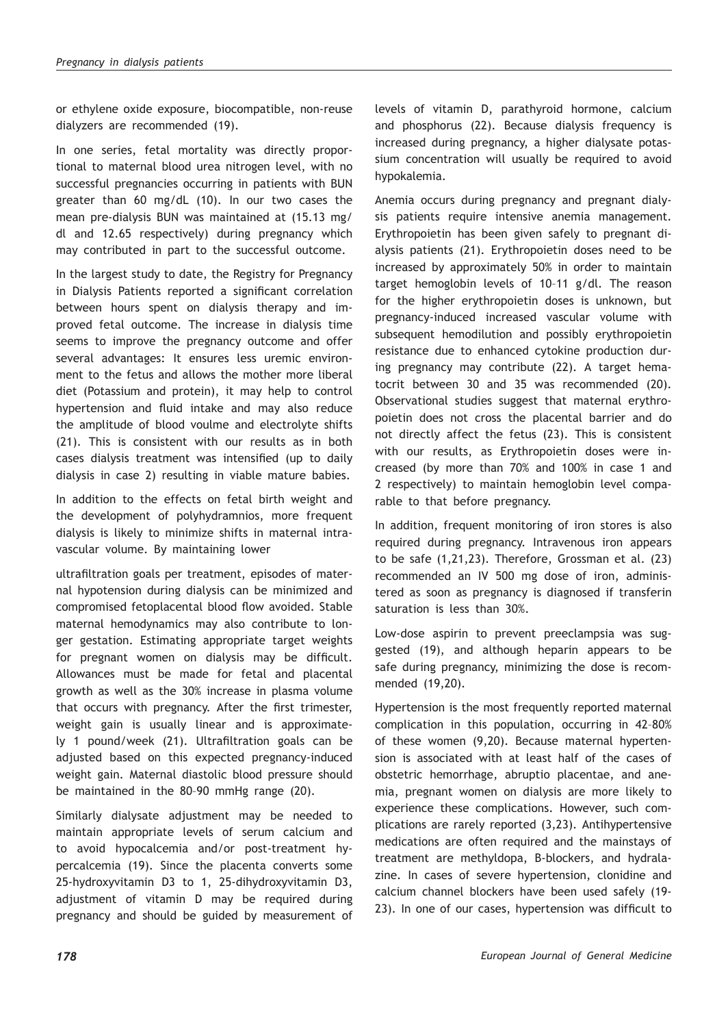or ethylene oxide exposure, biocompatible, non-reuse dialyzers are recommended (19).

In one series, fetal mortality was directly proportional to maternal blood urea nitrogen level, with no successful pregnancies occurring in patients with BUN greater than 60 mg/dL (10). In our two cases the mean pre-dialysis BUN was maintained at (15.13 mg/dl and 12.65 respectively) during pregnancy which may contributed in part to the successful outcome.

In the largest study to date, the Registry for Pregnancy in Dialysis Patients reported a significant correlation between hours spent on dialysis therapy and improved fetal outcome. The increase in dialysis time seems to improve the pregnancy outcome and offer several advantages: It ensures less uremic environment to the fetus and allows the mother more liberal diet (Potassium and protein), it may help to control hypertension and fluid intake and may also reduce the amplitude of blood voulme and electrolyte shifts (21). This is consistent with our results as in both cases dialysis treatment was intensified (up to daily dialysis in case 2) resulting in viable mature babies.

In addition to the effects on fetal birth weight and the development of polyhydramnios, more frequent dialysis is likely to minimize shifts in maternal intravascular volume. By maintaining lower ultrafiltration goals per treatment, episodes of maternal hypotension during dialysis can be minimized and compromised fetoplacental blood flow avoided. Stable maternal hemodynamics may also contribute to longer gestation. Estimating appropriate target weights for pregnant women on dialysis may be difficult. Allowances must be made for fetal and placental growth as well as the 30% increase in plasma volume that occurs with pregnancy. After the first trimester, weight gain is usually linear and is approximately 1 pound/week (21). Ultrafiltration goals can be adjusted based on this expected pregnancy-induced weight gain. Maternal diastolic blood pressure should be maintained in the 80–90 mmHg range (20).

Similarly dialysate adjustment may be needed to maintain appropriate levels of serum calcium and to avoid hypocalcemia and/or post-treatment hypercalcemia (19). Since the placenta converts some 25-hydroxyvitamin D3 to 1, 25-dihydroxyvitamin D3, adjustment of vitamin D may be required during pregnancy and should be guided by measurement of levels of vitamin D, parathyroid hormone, calcium and phosphorus (22). Because dialysis frequency is increased during pregnancy, a higher dialysate potassium concentration will usually be required to avoid hypokalemia.

Anemia occurs during pregnancy and pregnant dialysis patients require intensive anemia management. Erythropoietin has been given safely to pregnant dialysis patients (21). Erythropoietin doses need to be increased by approximately 50% in order to maintain target hemoglobin levels of 10–11 g/dl. The reason for the higher erythropoietin doses is unknown, but pregnancy-induced increased vascular volume with subsequent hemodilution and possibly erythropoietin resistance due to enhanced cytokine production during pregnancy may contribute (22). A target hematocrit between 30 and 35 was recommended (20). Observational studies suggest that maternal erythropoietin does not cross the placental barrier and do not directly affect the fetus (23). This is consistent with our results, as Erythropoietin doses were increased (by more than 70% and 100% in case 1 and 2 respectively) to maintain hemoglobin level comparable to that before pregnancy.

In addition, frequent monitoring of iron stores is also required during pregnancy. Intravenous iron appears to be safe (1,21,23). Therefore, Grossman et al. (23) recommended an IV 500 mg dose of iron, administered as soon as pregnancy is diagnosed if transferin saturation is less than 30%.

Low-dose aspirin to prevent preeclampsia was suggested (19), and although heparin appears to be safe during pregnancy, minimizing the dose is recommended (19,20).

Hypertension is the most frequently reported maternal complication in this population, occurring in 42–80% of these women (9,20). Because maternal hypertension is associated with at least half of the cases of obstetric hemorrhage, abruptio placentae, and anemia, pregnant women on dialysis are more likely to experience these complications. However, such complications are rarely reported (3,23). Antihypertensive medications are often required and the mainstays of treatment are methyldopa, B-blockers, and hydralazine. In cases of severe hypertension, clonidine and calcium channel blockers have been used safely (19-23). In one of our cases, hypertension was difficult to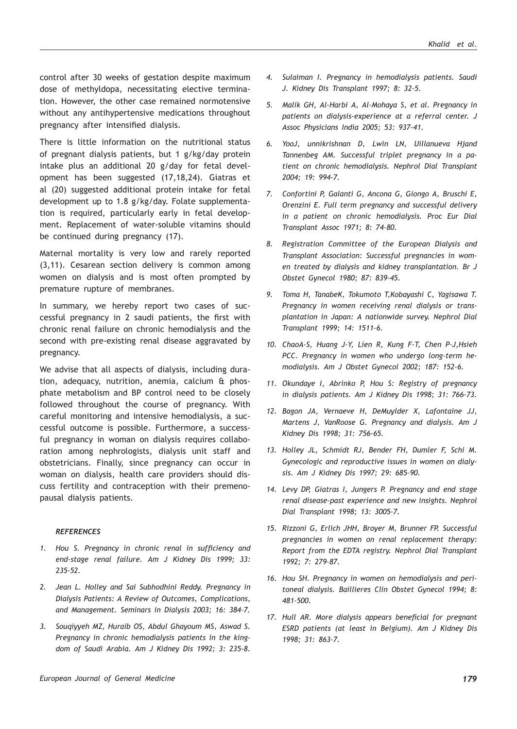control after 30 weeks of gestation despite maximum dose of methyldopa, necessitating elective termination. However, the other case remained normotensive without any antihypertensive medications throughout pregnancy after intensified dialysis.

There is little information on the nutritional status of pregnant dialysis patients, but 1 g/kg/day protein intake plus an additional 20 g/day for fetal development has been suggested (17,18,24). Giatras et al (20) suggested additional protein intake for fetal development up to 1.8 g/kg/day. Folate supplementation is required, particularly early in fetal development. Replacement of water-soluble vitamins should be continued during pregnancy (17).

Maternal mortality is very low and rarely reported (3,11). Cesarean section delivery is common among women on dialysis and is most often prompted by premature rupture of membranes.

In summary, we hereby report two cases of successful pregnancy in 2 saudi patients, the first with chronic renal failure on chronic hemodialysis and the second with pre-existing renal disease aggravated by pregnancy.

We advise that all aspects of dialysis, including duration, adequacy, nutrition, anemia, calcium & phosphate metabolism and BP control need to be closely followed throughout the course of pregnancy. With careful monitoring and intensive hemodialysis, a successful outcome is possible. Furthermore, a successful pregnancy in woman on dialysis requires collaboration among nephrologists, dialysis unit staff and obstetricians. Finally, since pregnancy can occur in woman on dialysis, health care providers should discuss fertility and contraception with their premenopausal dialysis patients.

### *REFERENCES*

1. *Hou S. Pregnancy in chronic renal in sufficiency and end-stage renal failure. Am J Kidney Dis 1999; 33: 235-52.*
2. *Jean L. Holley and Sai Subhodhini Reddy. Pregnancy in Dialysis Patients: A Review of Outcomes, Complications, and Management. Seminars in Dialysis 2003; 16: 384–7.*
3. *Souqiyyeh MZ, Huraib OS, Abdul Ghayoum MS, Aswad S. Pregnancy in chronic hemodialysis patients in the kingdom of Saudi Arabia. Am J Kidney Dis 1992; 3: 235-8.*
4. *Sulaiman I. Pregnancy in hemodialysis patients. Saudi J. Kidney Dis Transplant 1997; 8: 32-5.*
5. *Malik GH, Al-Harbi A, Al-Mohaya S, et al. Pregnancy in patients on dialysis-experience at a referral center. J Assoc Physicians India 2005; 53: 937-41.*
6. *YooJ, unnikrishnan D, Lwin LN, Uillanueva Hjand Tannenbeg AM. Successful triplet pregnancy in a patient on chronic hemodialysis. Nephrol Dial Transplant 2004; 19: 994-7.*
7. *Confortini P, Galanti G, Ancona G, Giongo A, Bruschi E, Orenzini E. Full term pregnancy and successful delivery in a patient on chronic hemodialysis. Proc Eur Dial Transplant Assoc 1971; 8: 74–80.*
8. *Registration Committee of the European Dialysis and Transplant Association: Successful pregnancies in women treated by dialysis and kidney transplantation. Br J Obstet Gynecol 1980; 87: 839–45.*
9. *Toma H, TanabeK, Tokumoto T,Kobayashi C, Yagisawa T. Pregnancy in women receiving renal dialysis or transplantation in Japan: A nationwide survey. Nephrol Dial Transplant 1999; 14: 1511–6.*
10. *ChaoA-S, Huang J-Y, Lien R, Kung F-T, Chen P-J,Hsieh PCC. Pregnancy in women who undergo long-term hemodialysis. Am J Obstet Gynecol 2002; 187: 152–6.*
11. *Okundaye I, Abrinko P, Hou S: Registry of pregnancy in dialysis patients. Am J Kidney Dis 1998; 31: 766–73.*
12. *Bagon JA, Vernaeve H, DeMuylder X, Lafontaine JJ, Martens J, VanRoose G. Pregnancy and dialysis. Am J Kidney Dis 1998; 31: 756–65.*
13. *Holley JL, Schmidt RJ, Bender FH, Dumler F, Schi M. Gynecologic and reproductive issues in women on dialysis. Am J Kidney Dis 1997; 29: 685–90.*
14. *Levy DP, Giatras I, Jungers P. Pregnancy and end stage renal disease-past experience and new insights. Nephrol Dial Transplant 1998; 13: 3005–7.*
15. *Rizzoni G, Erlich JHH, Broyer M, Brunner FP. Successful pregnancies in women on renal replacement therapy: Report from the EDTA registry. Nephrol Dial Transplant 1992; 7: 279–87.*
16. *Hou SH. Pregnancy in women on hemodialysis and peritoneal dialysis. Baillieres Clin Obstet Gynecol 1994; 8: 481–500.*
17. *Hull AR. More dialysis appears beneficial for pregnant ESRD patients (at least in Belgium). Am J Kidney Dis 1998; 31: 863–7.*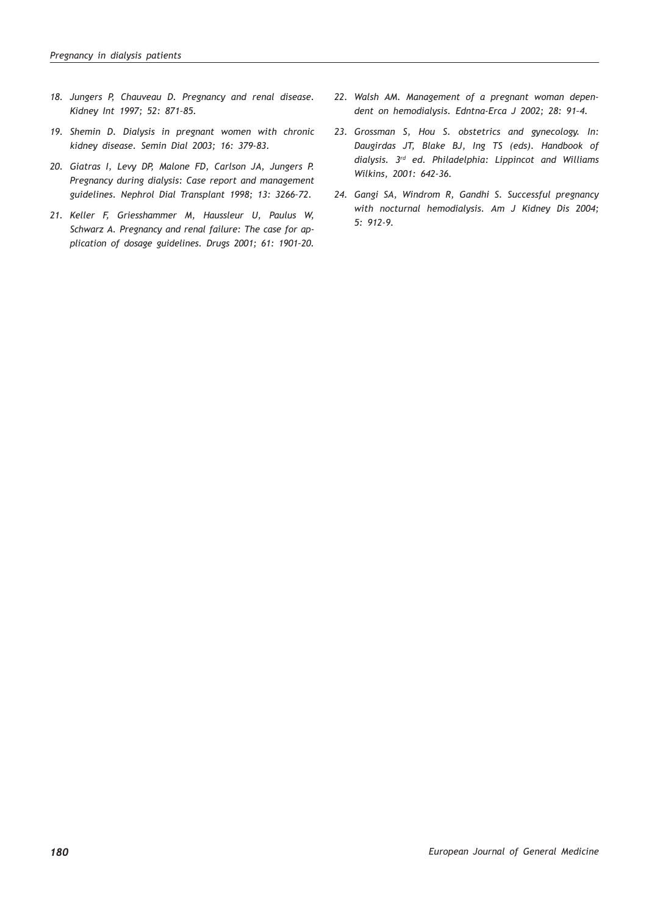18. *Jungers P, Chauveau D. Pregnancy and renal disease. Kidney Int 1997; 52: 871-85.*

19. *Shemin D. Dialysis in pregnant women with chronic kidney disease. Semin Dial 2003; 16: 379-83.*

20. *Giatras I, Levy DP, Malone FD, Carlson JA, Jungers P. Pregnancy during dialysis: Case report and management guidelines. Nephrol Dial Transplant 1998; 13: 3266-72.*

21. *Keller F, Griesshammer M, Haussleur U, Paulus W, Schwarz A. Pregnancy and renal failure: The case for application of dosage guidelines. Drugs 2001; 61: 1901-20.*

22. *Walsh AM. Management of a pregnant woman dependent on hemodialysis. Edtna-Erca J 2002; 28: 91-4.*

23. *Grossman S, Hou S. obstetrics and gynecology. In: Daugirdas JT, Blake BJ, Ing TS (eds). Handbook of dialysis. 3rd ed. Philadelphia: Lippincot and Williams Wilkins, 2001: 642-36.*

24. *Gangi SA, Windrom R, Gandhi S. Successful pregnancy with nocturnal hemodialysis. Am J Kidney Dis 2004; 5: 912-9.*